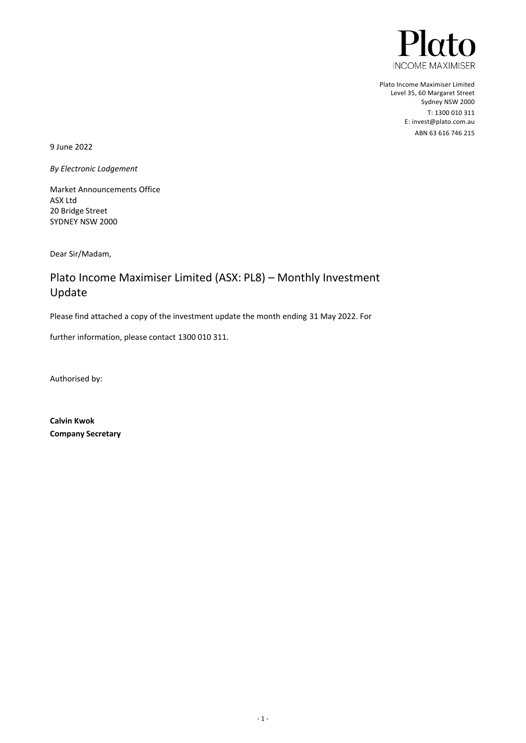Plato
INCOME MAXIMISER

Plato Income Maximiser Limited
Level 35, 60 Margaret Street
Sydney NSW 2000
T: 1300 010 311
E: invest@plato.com.au
ABN 63 616 746 215

9 June 2022

*By Electronic Lodgement*

Market Announcements Office
ASX Ltd
20 Bridge Street
SYDNEY NSW 2000

Dear Sir/Madam,

# Plato Income Maximiser Limited (ASX: PL8) – Monthly Investment Update

Please find attached a copy of the investment update the month ending 31 May 2022. For further information, please contact 1300 010 311.

Authorised by:

**Calvin Kwok**
**Company Secretary**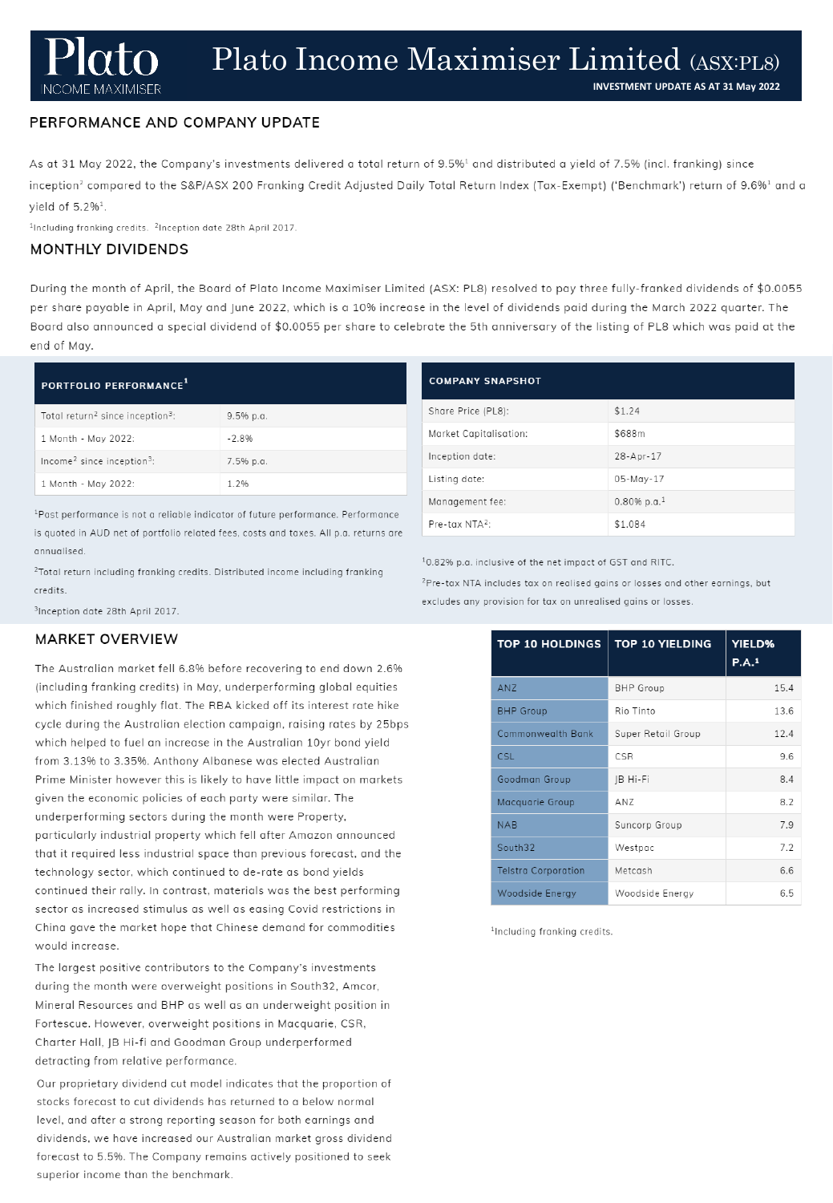# Plato Income Maximiser Limited (ASX:PL8)

**INVESTMENT UPDATE AS AT 31 May 2022**

## PERFORMANCE AND COMPANY UPDATE

As at 31 May 2022, the Company's investments delivered a total return of 9.5%[1] and distributed a yield of 7.5% (incl. franking) since inception[2] compared to the S&P/ASX 200 Franking Credit Adjusted Daily Total Return Index (Tax-Exempt) ('Benchmark') return of 9.6%[1] and a yield of 5.2%[1].

[1]Including franking credits. [2]Inception date 28th April 2017.

## MONTHLY DIVIDENDS

During the month of April, the Board of Plato Income Maximiser Limited (ASX: PL8) resolved to pay three fully-franked dividends of $0.0055 per share payable in April, May and June 2022, which is a 10% increase in the level of dividends paid during the March 2022 quarter. The Board also announced a special dividend of $0.0055 per share to celebrate the 5th anniversary of the listing of PL8 which was paid at the end of May.

| PORTFOLIO PERFORMANCE[1] | |
|---|---|
| Total return[2] since inception[3]: | 9.5% p.a. |
| 1 Month - May 2022: | -2.8% |
| Income[2] since inception[3]: | 7.5% p.a. |
| 1 Month - May 2022: | 1.2% |

[1]Past performance is not a reliable indicator of future performance. Performance is quoted in AUD net of portfolio related fees, costs and taxes. All p.a. returns are annualised.

[2]Total return including franking credits. Distributed income including franking credits.

[3]Inception date 28th April 2017.

| COMPANY SNAPSHOT | |
|---|---|
| Share Price (PL8): | $1.24 |
| Market Capitalisation: | $688m |
| Inception date: | 28-Apr-17 |
| Listing date: | 05-May-17 |
| Management fee: | 0.80% p.a.[1] |
| Pre-tax NTA[2]: | $1.084 |

[1]0.82% p.a. inclusive of the net impact of GST and RITC.

[2]Pre-tax NTA includes tax on realised gains or losses and other earnings, but excludes any provision for tax on unrealised gains or losses.

## MARKET OVERVIEW

The Australian market fell 6.8% before recovering to end down 2.6% (including franking credits) in May, underperforming global equities which finished roughly flat. The RBA kicked off its interest rate hike cycle during the Australian election campaign, raising rates by 25bps which helped to fuel an increase in the Australian 10yr bond yield from 3.13% to 3.35%. Anthony Albanese was elected Australian Prime Minister however this is likely to have little impact on markets given the economic policies of each party were similar. The underperforming sectors during the month were Property, particularly industrial property which fell after Amazon announced that it required less industrial space than previous forecast, and the technology sector, which continued to de-rate as bond yields continued their rally. In contrast, materials was the best performing sector as increased stimulus as well as easing Covid restrictions in China gave the market hope that Chinese demand for commodities would increase.

The largest positive contributors to the Company's investments during the month were overweight positions in South32, Amcor, Mineral Resources and BHP as well as an underweight position in Fortescue. However, overweight positions in Macquarie, CSR, Charter Hall, JB Hi-fi and Goodman Group underperformed detracting from relative performance.

Our proprietary dividend cut model indicates that the proportion of stocks forecast to cut dividends has returned to a below normal level, and after a strong reporting season for both earnings and dividends, we have increased our Australian market gross dividend forecast to 5.5%. The Company remains actively positioned to seek superior income than the benchmark.

| TOP 10 HOLDINGS | TOP 10 YIELDING | YIELD% P.A.[1] |
|---|---|---|
| ANZ | BHP Group | 15.4 |
| BHP Group | Rio Tinto | 13.6 |
| Commonwealth Bank | Super Retail Group | 12.4 |
| CSL | CSR | 9.6 |
| Goodman Group | JB Hi-Fi | 8.4 |
| Macquarie Group | ANZ | 8.2 |
| NAB | Suncorp Group | 7.9 |
| South32 | Westpac | 7.2 |
| Telstra Corporation | Metcash | 6.6 |
| Woodside Energy | Woodside Energy | 6.5 |

[1]Including franking credits.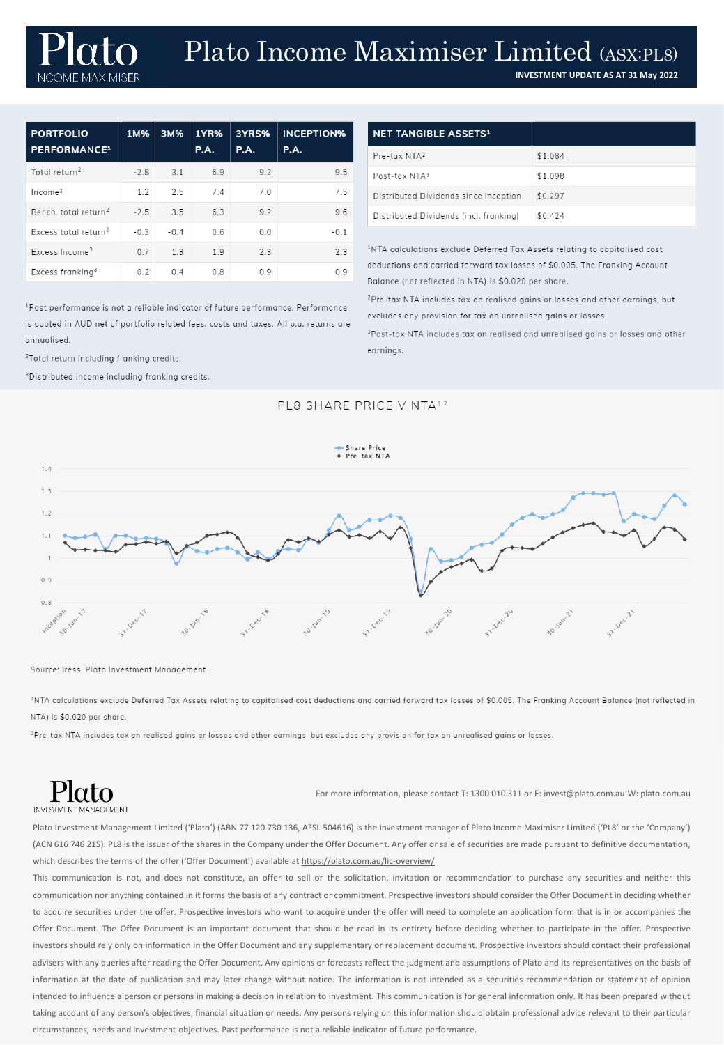# Plato Income Maximiser Limited (ASX:PL8)

Plato INCOME MAXIMISER

**INVESTMENT UPDATE AS AT 31 May 2022**

| PORTFOLIO PERFORMANCE[1] | 1M% | 3M% | 1YR% P.A. | 3YRS% P.A. | INCEPTION% P.A. |
|---|---|---|---|---|---|
| Total return[2] | -2.8 | 3.1 | 6.9 | 9.2 | 9.5 |
| Income[3] | 1.2 | 2.5 | 7.4 | 7.0 | 7.5 |
| Bench. total return[2] | -2.5 | 3.5 | 6.3 | 9.2 | 9.6 |
| Excess total return[2] | -0.3 | -0.4 | 0.6 | 0.0 | -0.1 |
| Excess Income[3] | 0.7 | 1.3 | 1.9 | 2.3 | 2.3 |
| Excess franking[3] | 0.2 | 0.4 | 0.8 | 0.9 | 0.9 |

[1]Past performance is not a reliable indicator of future performance. Performance is quoted in AUD net of portfolio related fees, costs and taxes. All p.a. returns are annualised.

[2]Total return including franking credits.

[3]Distributed income including franking credits.

| NET TANGIBLE ASSETS[1] | |
|---|---|
| Pre-tax NTA[2] | $1.084 |
| Post-tax NTA[3] | $1.098 |
| Distributed Dividends since inception | $0.297 |
| Distributed Dividends (incl. franking) | $0.424 |

[1]NTA calculations exclude Deferred Tax Assets relating to capitalised cost deductions and carried forward tax losses of $0.005. The Franking Account Balance (not reflected in NTA) is $0.020 per share.

[2]Pre-tax NTA includes tax on realised gains or losses and other earnings, but excludes any provision for tax on unrealised gains or losses.

[3]Post-tax NTA includes tax on realised and unrealised gains or losses and other earnings.

## PL8 SHARE PRICE V NTA[1,2]

Share Price
Pre-tax NTA

1.4
1.3
1.2
1.1
1
0.9
0.8

Inception, 30-Jun-17, 31-Dec-17, 30-Jun-18, 31-Dec-18, 30-Jun-19, 31-Dec-19, 30-Jun-20, 31-Dec-20, 30-Jun-21, 31-Dec-21

Source: Iress, Plato Investment Management.

[1]NTA calculations exclude Deferred Tax Assets relating to capitalised cost deductions and carried forward tax losses of $0.005. The Franking Account Balance (not reflected in NTA) is $0.020 per share.

[2]Pre-tax NTA includes tax on realised gains or losses and other earnings, but excludes any provision for tax on unrealised gains or losses.

Plato INVESTMENT MANAGEMENT

For more information, please contact T: 1300 010 311 or E: invest@plato.com.au W: plato.com.au

Plato Investment Management Limited ('Plato') (ABN 77 120 730 136, AFSL 504616) is the investment manager of Plato Income Maximiser Limited ('PL8' or the 'Company') (ACN 616 746 215). PL8 is the issuer of the shares in the Company under the Offer Document. Any offer or sale of securities are made pursuant to definitive documentation, which describes the terms of the offer ('Offer Document') available at https://plato.com.au/lic-overview/

This communication is not, and does not constitute, an offer to sell or the solicitation, invitation or recommendation to purchase any securities and neither this communication nor anything contained in it forms the basis of any contract or commitment. Prospective investors should consider the Offer Document in deciding whether to acquire securities under the offer. Prospective investors who want to acquire under the offer will need to complete an application form that is in or accompanies the Offer Document. The Offer Document is an important document that should be read in its entirety before deciding whether to participate in the offer. Prospective investors should rely only on information in the Offer Document and any supplementary or replacement document. Prospective investors should contact their professional advisers with any queries after reading the Offer Document. Any opinions or forecasts reflect the judgment and assumptions of Plato and its representatives on the basis of information at the date of publication and may later change without notice. The information is not intended as a securities recommendation or statement of opinion intended to influence a person or persons in making a decision in relation to investment. This communication is for general information only. It has been prepared without taking account of any person's objectives, financial situation or needs. Any persons relying on this information should obtain professional advice relevant to their particular circumstances, needs and investment objectives. Past performance is not a reliable indicator of future performance.